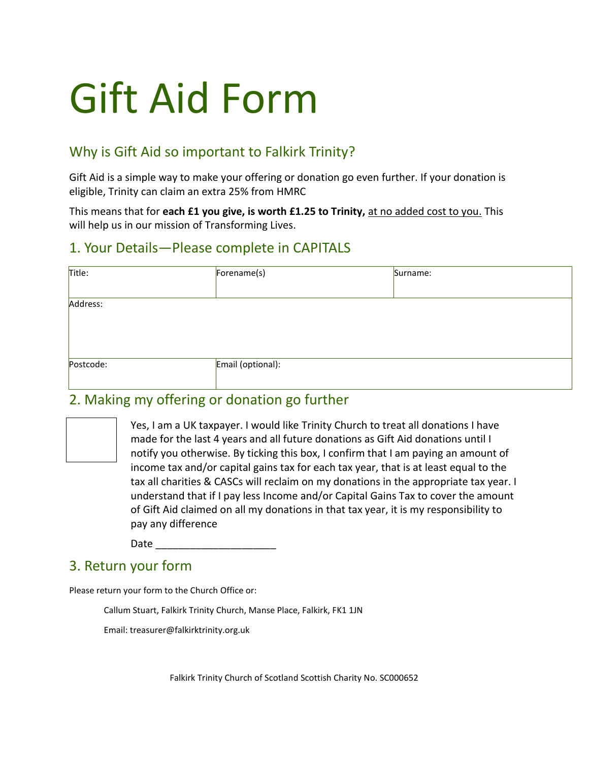# Gift Aid Form

## Why is Gift Aid so important to Falkirk Trinity?

Gift Aid is a simple way to make your offering or donation go even further. If your donation is eligible, Trinity can claim an extra 25% from HMRC

This means that for **each £1 you give, is worth £1.25 to Trinity,** at no added cost to you. This will help us in our mission of Transforming Lives.

## 1. Your Details—Please complete in CAPITALS

| | | |
|---|---|---|
| Title: | Forename(s) | Surname: |
| Address: | | |
| Postcode: | Email (optional): | |

## 2. Making my offering or donation go further

☐ Yes, I am a UK taxpayer. I would like Trinity Church to treat all donations I have made for the last 4 years and all future donations as Gift Aid donations until I notify you otherwise. By ticking this box, I confirm that I am paying an amount of income tax and/or capital gains tax for each tax year, that is at least equal to the tax all charities & CASCs will reclaim on my donations in the appropriate tax year. I understand that if I pay less Income and/or Capital Gains Tax to cover the amount of Gift Aid claimed on all my donations in that tax year, it is my responsibility to pay any difference

Date ____________________

## 3. Return your form

Please return your form to the Church Office or:

Callum Stuart, Falkirk Trinity Church, Manse Place, Falkirk, FK1 1JN

Email: treasurer@falkirktrinity.org.uk

Falkirk Trinity Church of Scotland Scottish Charity No. SC000652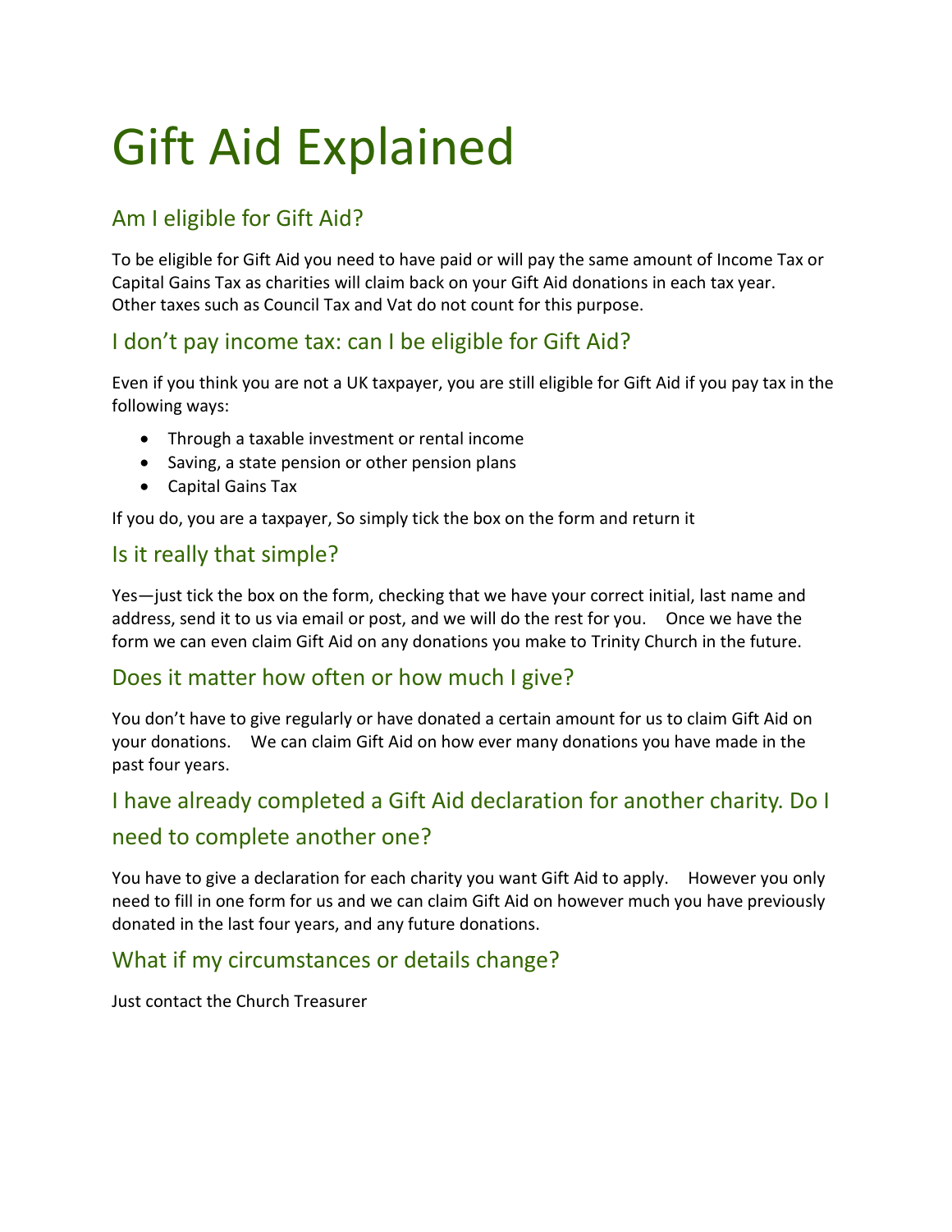# Gift Aid Explained

## Am I eligible for Gift Aid?

To be eligible for Gift Aid you need to have paid or will pay the same amount of Income Tax or Capital Gains Tax as charities will claim back on your Gift Aid donations in each tax year. Other taxes such as Council Tax and Vat do not count for this purpose.

## I don't pay income tax: can I be eligible for Gift Aid?

Even if you think you are not a UK taxpayer, you are still eligible for Gift Aid if you pay tax in the following ways:

- Through a taxable investment or rental income
- Saving, a state pension or other pension plans
- Capital Gains Tax

If you do, you are a taxpayer, So simply tick the box on the form and return it

## Is it really that simple?

Yes—just tick the box on the form, checking that we have your correct initial, last name and address, send it to us via email or post, and we will do the rest for you. Once we have the form we can even claim Gift Aid on any donations you make to Trinity Church in the future.

## Does it matter how often or how much I give?

You don't have to give regularly or have donated a certain amount for us to claim Gift Aid on your donations. We can claim Gift Aid on how ever many donations you have made in the past four years.

## I have already completed a Gift Aid declaration for another charity. Do I need to complete another one?

You have to give a declaration for each charity you want Gift Aid to apply. However you only need to fill in one form for us and we can claim Gift Aid on however much you have previously donated in the last four years, and any future donations.

## What if my circumstances or details change?

Just contact the Church Treasurer